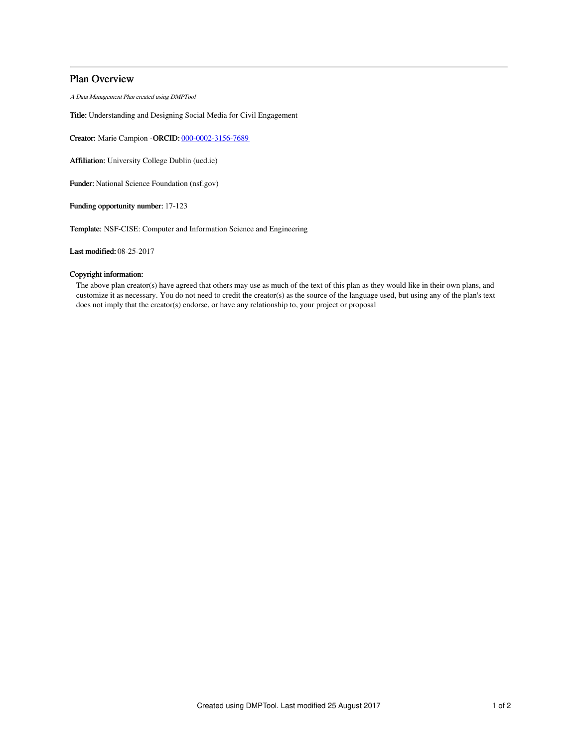# Plan Overview

*A Data Management Plan created using DMPTool*

**Title:** Understanding and Designing Social Media for Civil Engagement

**Creator:** Marie Campion -**ORCID:** 000-0002-3156-7689

**Affiliation:** University College Dublin (ucd.ie)

**Funder:** National Science Foundation (nsf.gov)

**Funding opportunity number:** 17-123

**Template:** NSF-CISE: Computer and Information Science and Engineering

**Last modified:** 08-25-2017

**Copyright information:**

The above plan creator(s) have agreed that others may use as much of the text of this plan as they would like in their own plans, and customize it as necessary. You do not need to credit the creator(s) as the source of the language used, but using any of the plan's text does not imply that the creator(s) endorse, or have any relationship to, your project or proposal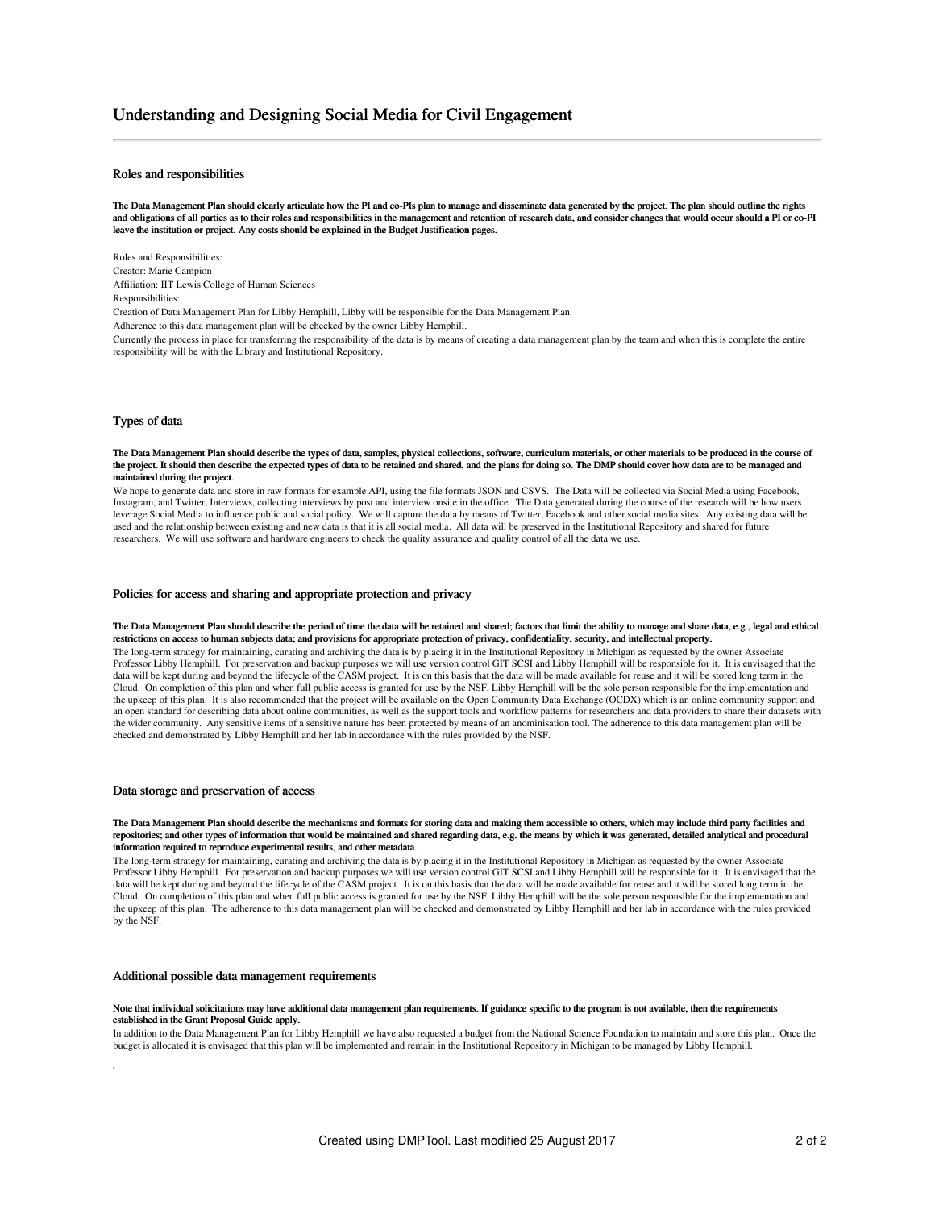# Understanding and Designing Social Media for Civil Engagement

## Roles and responsibilities

**The Data Management Plan should clearly articulate how the PI and co-PIs plan to manage and disseminate data generated by the project. The plan should outline the rights and obligations of all parties as to their roles and responsibilities in the management and retention of research data, and consider changes that would occur should a PI or co-PI leave the institution or project. Any costs should be explained in the Budget Justification pages.**

Roles and Responsibilities:

Creator: Marie Campion

Affiliation: IIT Lewis College of Human Sciences

Responsibilities:

Creation of Data Management Plan for Libby Hemphill, Libby will be responsible for the Data Management Plan.

Adherence to this data management plan will be checked by the owner Libby Hemphill.

Currently the process in place for transferring the responsibility of the data is by means of creating a data management plan by the team and when this is complete the entire responsibility will be with the Library and Institutional Repository.

## Types of data

**The Data Management Plan should describe the types of data, samples, physical collections, software, curriculum materials, or other materials to be produced in the course of the project. It should then describe the expected types of data to be retained and shared, and the plans for doing so. The DMP should cover how data are to be managed and maintained during the project.**

We hope to generate data and store in raw formats for example API, using the file formats JSON and CSVS. The Data will be collected via Social Media using Facebook, Instagram, and Twitter, Interviews, collecting interviews by post and interview onsite in the office. The Data generated during the course of the research will be how users leverage Social Media to influence public and social policy. We will capture the data by means of Twitter, Facebook and other social media sites. Any existing data will be used and the relationship between existing and new data is that it is all social media. All data will be preserved in the Institutional Repository and shared for future researchers. We will use software and hardware engineers to check the quality assurance and quality control of all the data we use.

## Policies for access and sharing and appropriate protection and privacy

**The Data Management Plan should describe the period of time the data will be retained and shared; factors that limit the ability to manage and share data, e.g., legal and ethical restrictions on access to human subjects data; and provisions for appropriate protection of privacy, confidentiality, security, and intellectual property.**

The long-term strategy for maintaining, curating and archiving the data is by placing it in the Institutional Repository in Michigan as requested by the owner Associate Professor Libby Hemphill. For preservation and backup purposes we will use version control GIT SCSI and Libby Hemphill will be responsible for it. It is envisaged that the data will be kept during and beyond the lifecycle of the CASM project. It is on this basis that the data will be made available for reuse and it will be stored long term in the Cloud. On completion of this plan and when full public access is granted for use by the NSF, Libby Hemphill will be the sole person responsible for the implementation and the upkeep of this plan. It is also recommended that the project will be available on the Open Community Data Exchange (OCDX) which is an online community support and an open standard for describing data about online communities, as well as the support tools and workflow patterns for researchers and data providers to share their datasets with the wider community. Any sensitive items of a sensitive nature has been protected by means of an anominisation tool. The adherence to this data management plan will be checked and demonstrated by Libby Hemphill and her lab in accordance with the rules provided by the NSF.

## Data storage and preservation of access

**The Data Management Plan should describe the mechanisms and formats for storing data and making them accessible to others, which may include third party facilities and repositories; and other types of information that would be maintained and shared regarding data, e.g. the means by which it was generated, detailed analytical and procedural information required to reproduce experimental results, and other metadata.**

The long-term strategy for maintaining, curating and archiving the data is by placing it in the Institutional Repository in Michigan as requested by the owner Associate Professor Libby Hemphill. For preservation and backup purposes we will use version control GIT SCSI and Libby Hemphill will be responsible for it. It is envisaged that the data will be kept during and beyond the lifecycle of the CASM project. It is on this basis that the data will be made available for reuse and it will be stored long term in the Cloud. On completion of this plan and when full public access is granted for use by the NSF, Libby Hemphill will be the sole person responsible for the implementation and the upkeep of this plan. The adherence to this data management plan will be checked and demonstrated by Libby Hemphill and her lab in accordance with the rules provided by the NSF.

## Additional possible data management requirements

**Note that individual solicitations may have additional data management plan requirements. If guidance specific to the program is not available, then the requirements established in the Grant Proposal Guide apply.**

In addition to the Data Management Plan for Libby Hemphill we have also requested a budget from the National Science Foundation to maintain and store this plan. Once the budget is allocated it is envisaged that this plan will be implemented and remain in the Institutional Repository in Michigan to be managed by Libby Hemphill.

Created using DMPTool. Last modified 25 August 2017